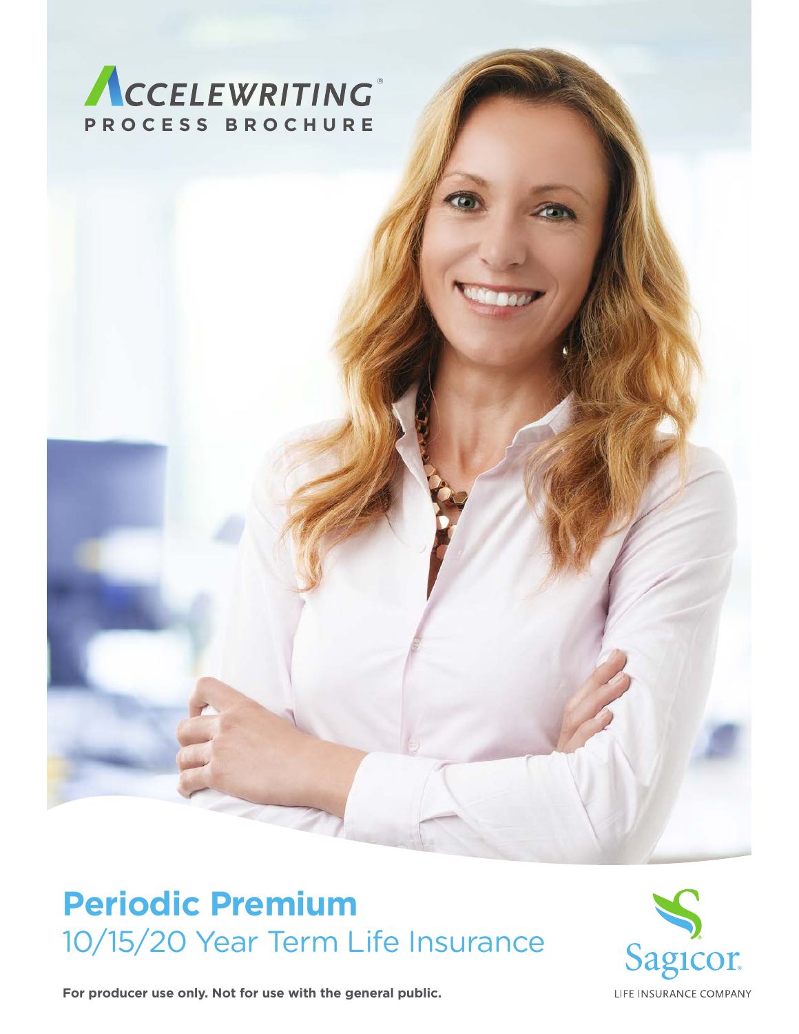# ACCELEWRITING®

**PROCESS BROCHURE**

## Periodic Premium

10/15/20 Year Term Life Insurance

Sagicor.

LIFE INSURANCE COMPANY

**For producer use only. Not for use with the general public.**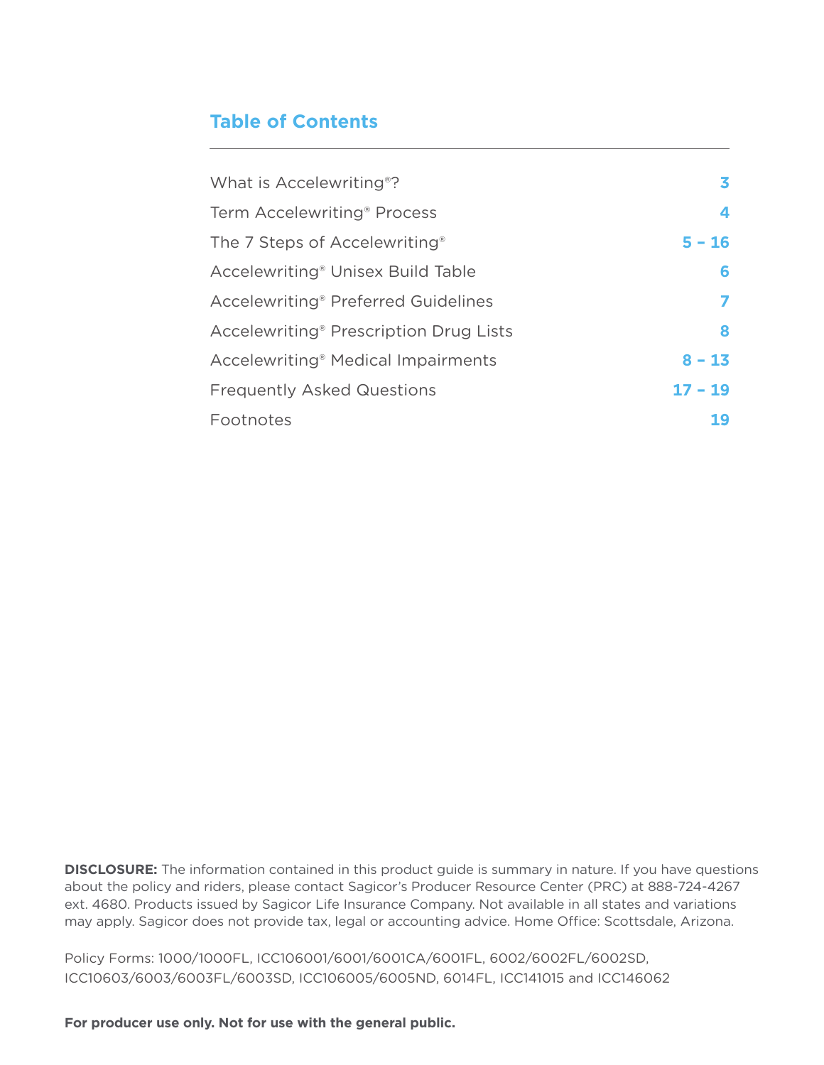## Table of Contents

| | |
|---|---|
| What is Accelewriting®? | **3** |
| Term Accelewriting® Process | **4** |
| The 7 Steps of Accelewriting® | **5 – 16** |
| Accelewriting® Unisex Build Table | **6** |
| Accelewriting® Preferred Guidelines | **7** |
| Accelewriting® Prescription Drug Lists | **8** |
| Accelewriting® Medical Impairments | **8 – 13** |
| Frequently Asked Questions | **17 – 19** |
| Footnotes | **19** |

**DISCLOSURE:** The information contained in this product guide is summary in nature. If you have questions about the policy and riders, please contact Sagicor's Producer Resource Center (PRC) at 888-724-4267 ext. 4680. Products issued by Sagicor Life Insurance Company. Not available in all states and variations may apply. Sagicor does not provide tax, legal or accounting advice. Home Office: Scottsdale, Arizona.

Policy Forms: 1000/1000FL, ICC106001/6001/6001CA/6001FL, 6002/6002FL/6002SD, ICC10603/6003/6003FL/6003SD, ICC106005/6005ND, 6014FL, ICC141015 and ICC146062

**For producer use only. Not for use with the general public.**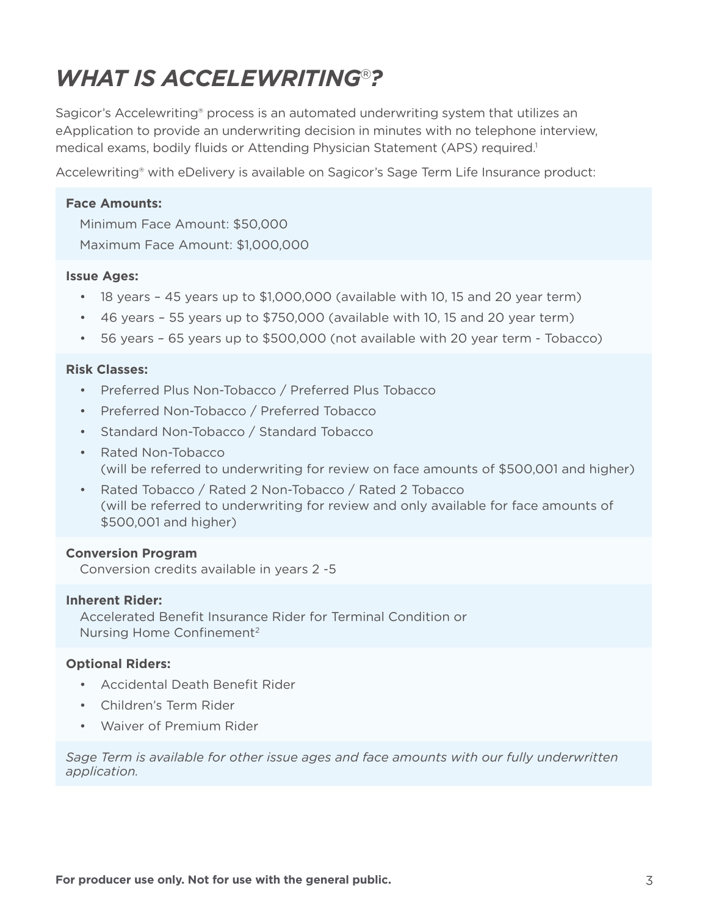# *WHAT IS ACCELEWRITING®?*

Sagicor's Accelewriting® process is an automated underwriting system that utilizes an eApplication to provide an underwriting decision in minutes with no telephone interview, medical exams, bodily fluids or Attending Physician Statement (APS) required.[1]

Accelewriting® with eDelivery is available on Sagicor's Sage Term Life Insurance product:

**Face Amounts:**

Minimum Face Amount: $50,000

Maximum Face Amount: $1,000,000

**Issue Ages:**

- 18 years – 45 years up to $1,000,000 (available with 10, 15 and 20 year term)
- 46 years – 55 years up to $750,000 (available with 10, 15 and 20 year term)
- 56 years – 65 years up to $500,000 (not available with 20 year term - Tobacco)

**Risk Classes:**

- Preferred Plus Non-Tobacco / Preferred Plus Tobacco
- Preferred Non-Tobacco / Preferred Tobacco
- Standard Non-Tobacco / Standard Tobacco
- Rated Non-Tobacco
  (will be referred to underwriting for review on face amounts of $500,001 and higher)
- Rated Tobacco / Rated 2 Non-Tobacco / Rated 2 Tobacco
  (will be referred to underwriting for review and only available for face amounts of $500,001 and higher)

**Conversion Program**

Conversion credits available in years 2 -5

**Inherent Rider:**

Accelerated Benefit Insurance Rider for Terminal Condition or Nursing Home Confinement[2]

**Optional Riders:**

- Accidental Death Benefit Rider
- Children's Term Rider
- Waiver of Premium Rider

*Sage Term is available for other issue ages and face amounts with our fully underwritten application.*

**For producer use only. Not for use with the general public.**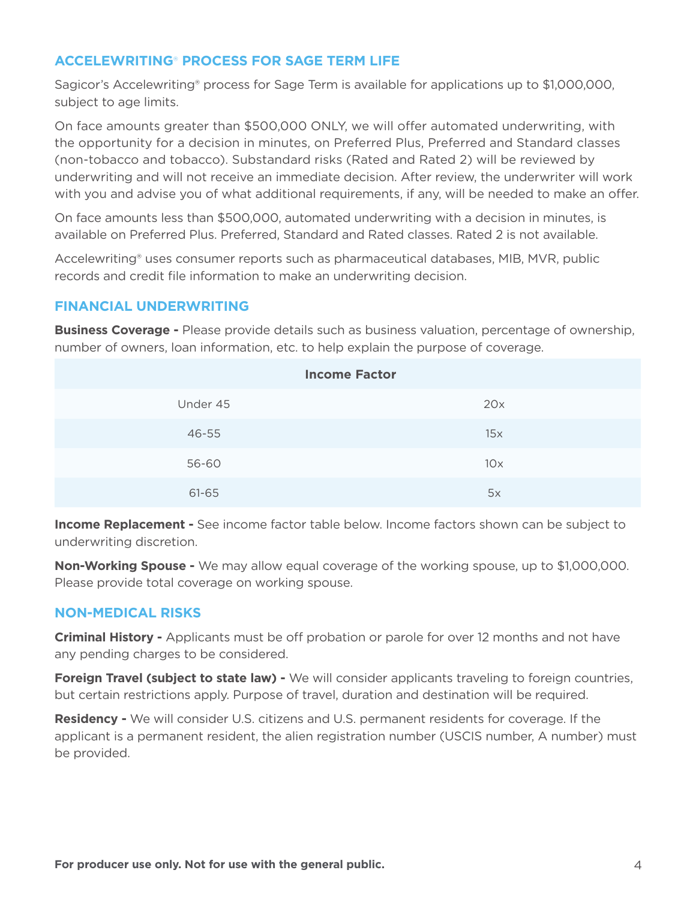## ACCELEWRITING® PROCESS FOR SAGE TERM LIFE

Sagicor's Accelewriting® process for Sage Term is available for applications up to $1,000,000, subject to age limits.

On face amounts greater than $500,000 ONLY, we will offer automated underwriting, with the opportunity for a decision in minutes, on Preferred Plus, Preferred and Standard classes (non-tobacco and tobacco). Substandard risks (Rated and Rated 2) will be reviewed by underwriting and will not receive an immediate decision. After review, the underwriter will work with you and advise you of what additional requirements, if any, will be needed to make an offer.

On face amounts less than $500,000, automated underwriting with a decision in minutes, is available on Preferred Plus. Preferred, Standard and Rated classes. Rated 2 is not available.

Accelewriting® uses consumer reports such as pharmaceutical databases, MIB, MVR, public records and credit file information to make an underwriting decision.

## FINANCIAL UNDERWRITING

**Business Coverage -** Please provide details such as business valuation, percentage of ownership, number of owners, loan information, etc. to help explain the purpose of coverage.

| Income Factor | |
|---|---|
| Under 45 | 20x |
| 46-55 | 15x |
| 56-60 | 10x |
| 61-65 | 5x |

**Income Replacement -** See income factor table below. Income factors shown can be subject to underwriting discretion.

**Non-Working Spouse -** We may allow equal coverage of the working spouse, up to $1,000,000. Please provide total coverage on working spouse.

## NON-MEDICAL RISKS

**Criminal History -** Applicants must be off probation or parole for over 12 months and not have any pending charges to be considered.

**Foreign Travel (subject to state law) -** We will consider applicants traveling to foreign countries, but certain restrictions apply. Purpose of travel, duration and destination will be required.

**Residency -** We will consider U.S. citizens and U.S. permanent residents for coverage. If the applicant is a permanent resident, the alien registration number (USCIS number, A number) must be provided.

**For producer use only. Not for use with the general public.**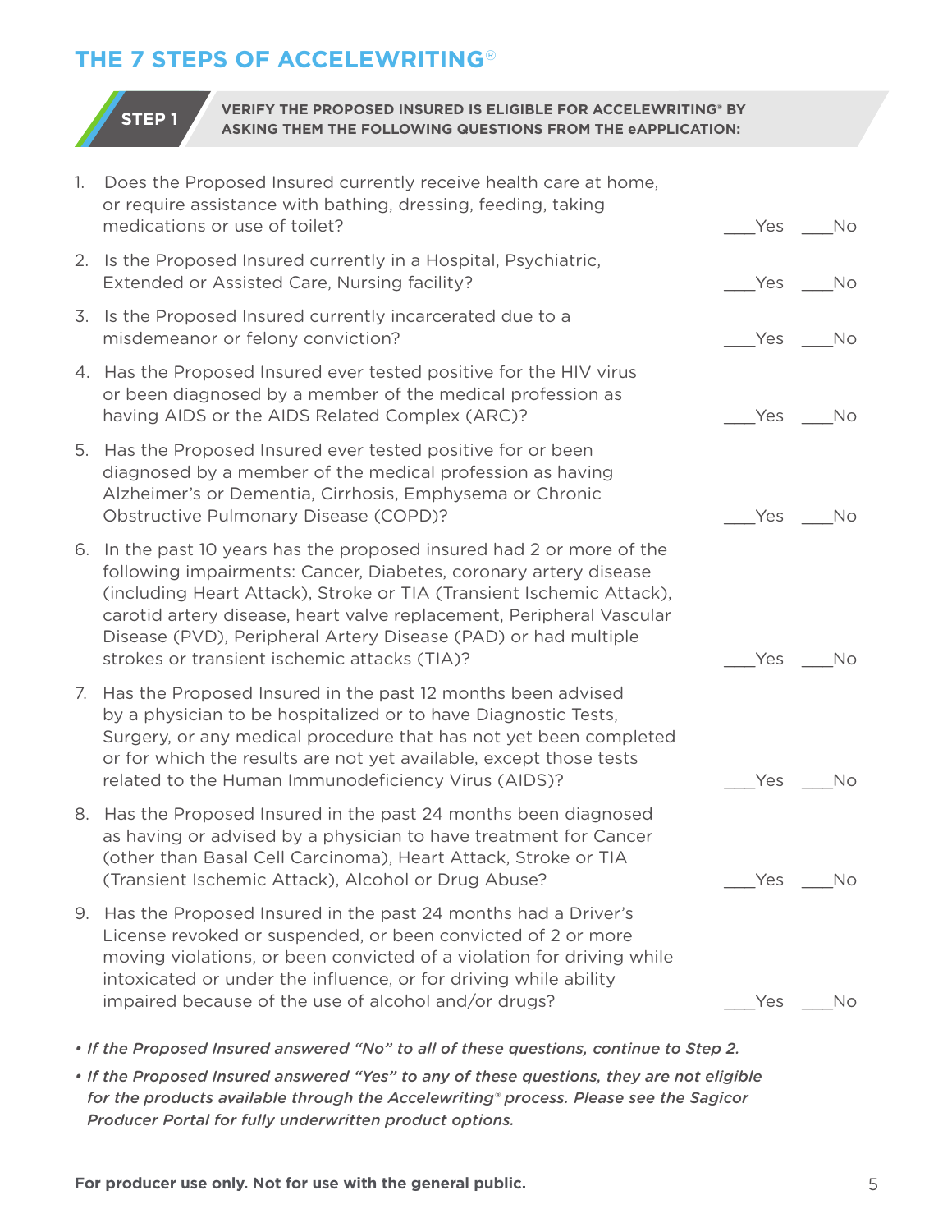# THE 7 STEPS OF ACCELEWRITING®

**STEP 1** — **VERIFY THE PROPOSED INSURED IS ELIGIBLE FOR ACCELEWRITING® BY ASKING THEM THE FOLLOWING QUESTIONS FROM THE eAPPLICATION:**

1. Does the Proposed Insured currently receive health care at home, or require assistance with bathing, dressing, feeding, taking medications or use of toilet? ___Yes ___No

2. Is the Proposed Insured currently in a Hospital, Psychiatric, Extended or Assisted Care, Nursing facility? ___Yes ___No

3. Is the Proposed Insured currently incarcerated due to a misdemeanor or felony conviction? ___Yes ___No

4. Has the Proposed Insured ever tested positive for the HIV virus or been diagnosed by a member of the medical profession as having AIDS or the AIDS Related Complex (ARC)? ___Yes ___No

5. Has the Proposed Insured ever tested positive for or been diagnosed by a member of the medical profession as having Alzheimer's or Dementia, Cirrhosis, Emphysema or Chronic Obstructive Pulmonary Disease (COPD)? ___Yes ___No

6. In the past 10 years has the proposed insured had 2 or more of the following impairments: Cancer, Diabetes, coronary artery disease (including Heart Attack), Stroke or TIA (Transient Ischemic Attack), carotid artery disease, heart valve replacement, Peripheral Vascular Disease (PVD), Peripheral Artery Disease (PAD) or had multiple strokes or transient ischemic attacks (TIA)? ___Yes ___No

7. Has the Proposed Insured in the past 12 months been advised by a physician to be hospitalized or to have Diagnostic Tests, Surgery, or any medical procedure that has not yet been completed or for which the results are not yet available, except those tests related to the Human Immunodeficiency Virus (AIDS)? ___Yes ___No

8. Has the Proposed Insured in the past 24 months been diagnosed as having or advised by a physician to have treatment for Cancer (other than Basal Cell Carcinoma), Heart Attack, Stroke or TIA (Transient Ischemic Attack), Alcohol or Drug Abuse? ___Yes ___No

9. Has the Proposed Insured in the past 24 months had a Driver's License revoked or suspended, or been convicted of 2 or more moving violations, or been convicted of a violation for driving while intoxicated or under the influence, or for driving while ability impaired because of the use of alcohol and/or drugs? ___Yes ___No

- *If the Proposed Insured answered "No" to all of these questions, continue to Step 2.*
- *If the Proposed Insured answered "Yes" to any of these questions, they are not eligible for the products available through the Accelewriting® process. Please see the Sagicor Producer Portal for fully underwritten product options.*

**For producer use only. Not for use with the general public.**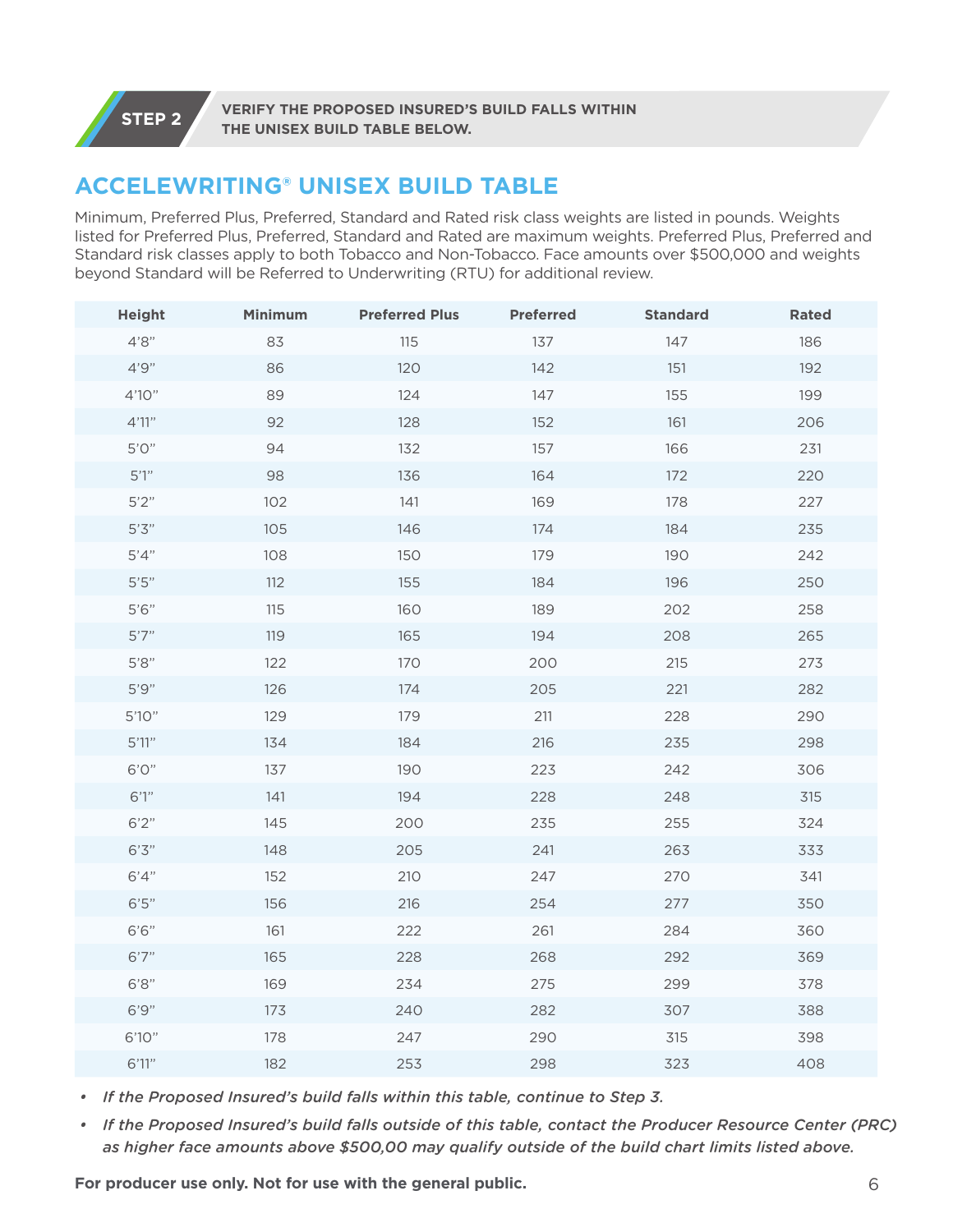**STEP 2** **VERIFY THE PROPOSED INSURED'S BUILD FALLS WITHIN THE UNISEX BUILD TABLE BELOW.**

## ACCELEWRITING® UNISEX BUILD TABLE

Minimum, Preferred Plus, Preferred, Standard and Rated risk class weights are listed in pounds. Weights listed for Preferred Plus, Preferred, Standard and Rated are maximum weights. Preferred Plus, Preferred and Standard risk classes apply to both Tobacco and Non-Tobacco. Face amounts over $500,000 and weights beyond Standard will be Referred to Underwriting (RTU) for additional review.

| Height | Minimum | Preferred Plus | Preferred | Standard | Rated |
|---|---|---|---|---|---|
| 4'8" | 83 | 115 | 137 | 147 | 186 |
| 4'9" | 86 | 120 | 142 | 151 | 192 |
| 4'10" | 89 | 124 | 147 | 155 | 199 |
| 4'11" | 92 | 128 | 152 | 161 | 206 |
| 5'0" | 94 | 132 | 157 | 166 | 231 |
| 5'1" | 98 | 136 | 164 | 172 | 220 |
| 5'2" | 102 | 141 | 169 | 178 | 227 |
| 5'3" | 105 | 146 | 174 | 184 | 235 |
| 5'4" | 108 | 150 | 179 | 190 | 242 |
| 5'5" | 112 | 155 | 184 | 196 | 250 |
| 5'6" | 115 | 160 | 189 | 202 | 258 |
| 5'7" | 119 | 165 | 194 | 208 | 265 |
| 5'8" | 122 | 170 | 200 | 215 | 273 |
| 5'9" | 126 | 174 | 205 | 221 | 282 |
| 5'10" | 129 | 179 | 211 | 228 | 290 |
| 5'11" | 134 | 184 | 216 | 235 | 298 |
| 6'0" | 137 | 190 | 223 | 242 | 306 |
| 6'1" | 141 | 194 | 228 | 248 | 315 |
| 6'2" | 145 | 200 | 235 | 255 | 324 |
| 6'3" | 148 | 205 | 241 | 263 | 333 |
| 6'4" | 152 | 210 | 247 | 270 | 341 |
| 6'5" | 156 | 216 | 254 | 277 | 350 |
| 6'6" | 161 | 222 | 261 | 284 | 360 |
| 6'7" | 165 | 228 | 268 | 292 | 369 |
| 6'8" | 169 | 234 | 275 | 299 | 378 |
| 6'9" | 173 | 240 | 282 | 307 | 388 |
| 6'10" | 178 | 247 | 290 | 315 | 398 |
| 6'11" | 182 | 253 | 298 | 323 | 408 |

- *If the Proposed Insured's build falls within this table, continue to Step 3.*
- *If the Proposed Insured's build falls outside of this table, contact the Producer Resource Center (PRC) as higher face amounts above $500,00 may qualify outside of the build chart limits listed above.*

**For producer use only. Not for use with the general public.**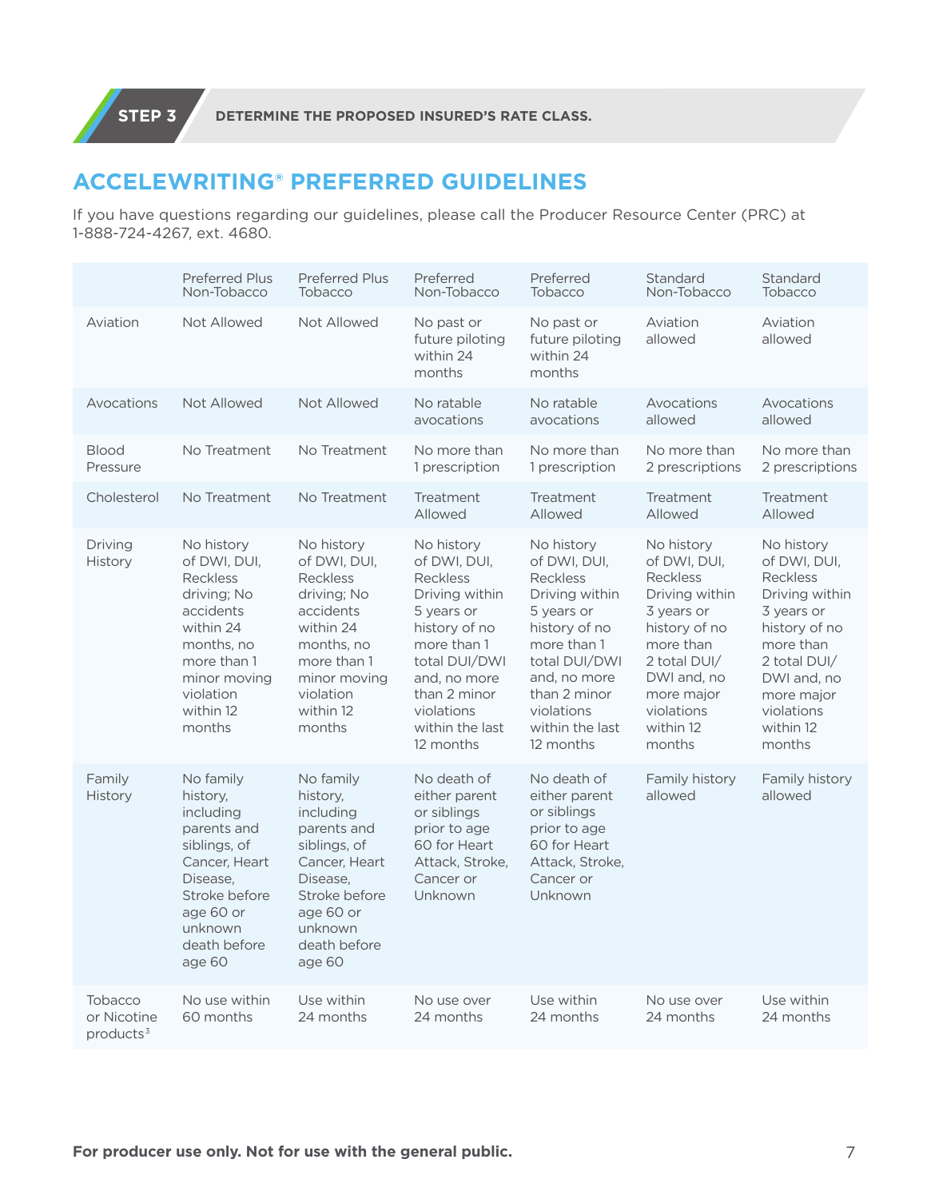**STEP 3** DETERMINE THE PROPOSED INSURED'S RATE CLASS.

## ACCELEWRITING® PREFERRED GUIDELINES

If you have questions regarding our guidelines, please call the Producer Resource Center (PRC) at 1-888-724-4267, ext. 4680.

| | Preferred Plus Non-Tobacco | Preferred Plus Tobacco | Preferred Non-Tobacco | Preferred Tobacco | Standard Non-Tobacco | Standard Tobacco |
|---|---|---|---|---|---|---|
| Aviation | Not Allowed | Not Allowed | No past or future piloting within 24 months | No past or future piloting within 24 months | Aviation allowed | Aviation allowed |
| Avocations | Not Allowed | Not Allowed | No ratable avocations | No ratable avocations | Avocations allowed | Avocations allowed |
| Blood Pressure | No Treatment | No Treatment | No more than 1 prescription | No more than 1 prescription | No more than 2 prescriptions | No more than 2 prescriptions |
| Cholesterol | No Treatment | No Treatment | Treatment Allowed | Treatment Allowed | Treatment Allowed | Treatment Allowed |
| Driving History | No history of DWI, DUI, Reckless driving; No accidents within 24 months, no more than 1 minor moving violation within 12 months | No history of DWI, DUI, Reckless driving; No accidents within 24 months, no more than 1 minor moving violation within 12 months | No history of DWI, DUI, Reckless Driving within 5 years or history of no more than 1 total DUI/DWI and, no more than 2 minor violations within the last 12 months | No history of DWI, DUI, Reckless Driving within 5 years or history of no more than 1 total DUI/DWI and, no more than 2 minor violations within the last 12 months | No history of DWI, DUI, Reckless Driving within 3 years or history of no more than 2 total DUI/DWI and, no more major violations within 12 months | No history of DWI, DUI, Reckless Driving within 3 years or history of no more than 2 total DUI/DWI and, no more major violations within 12 months |
| Family History | No family history, including parents and siblings, of Cancer, Heart Disease, Stroke before age 60 or unknown death before age 60 | No family history, including parents and siblings, of Cancer, Heart Disease, Stroke before age 60 or unknown death before age 60 | No death of either parent or siblings prior to age 60 for Heart Attack, Stroke, Cancer or Unknown | No death of either parent or siblings prior to age 60 for Heart Attack, Stroke, Cancer or Unknown | Family history allowed | Family history allowed |
| Tobacco or Nicotine products[3] | No use within 60 months | Use within 24 months | No use over 24 months | Use within 24 months | No use over 24 months | Use within 24 months |

**For producer use only. Not for use with the general public.**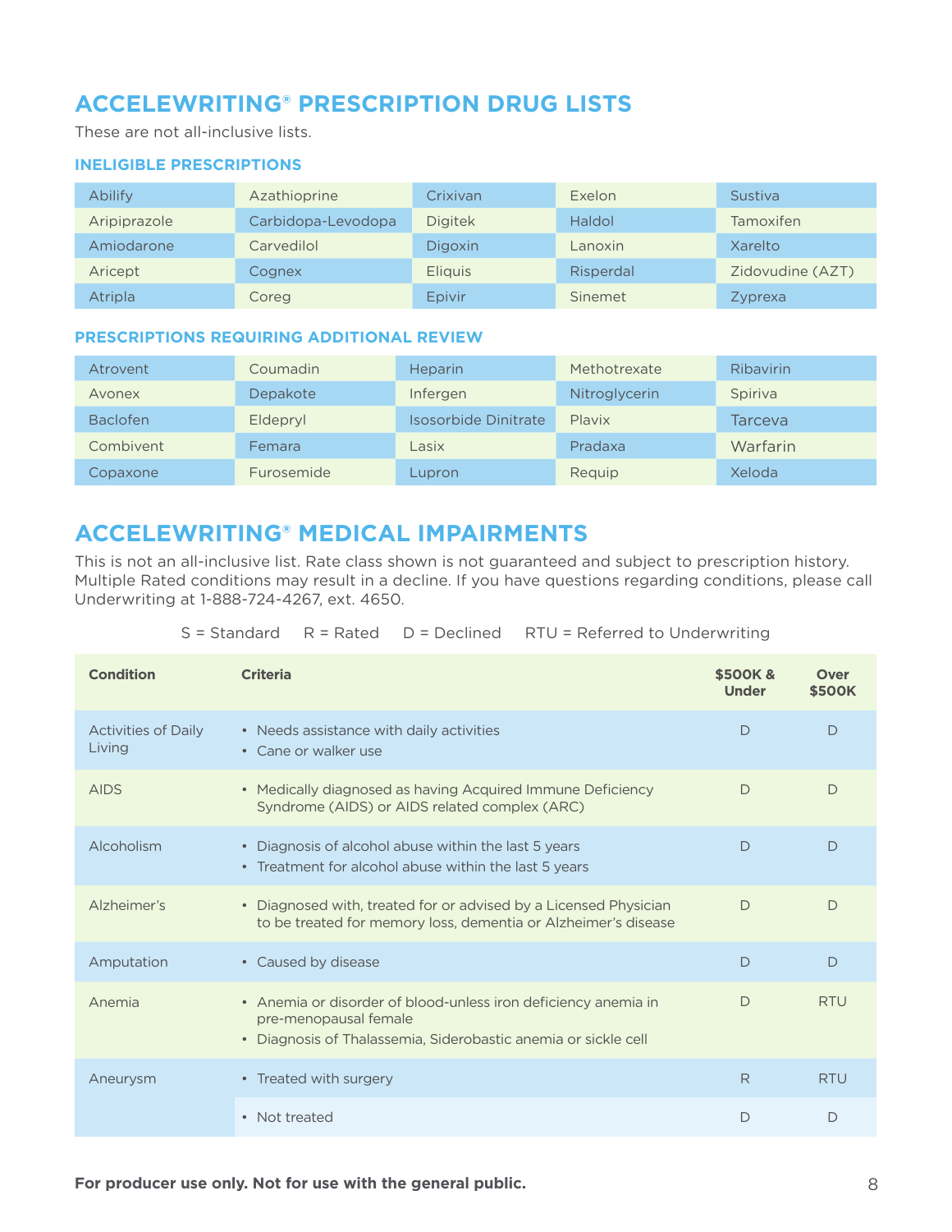## ACCELEWRITING® PRESCRIPTION DRUG LISTS

These are not all-inclusive lists.

### INELIGIBLE PRESCRIPTIONS

| | | | | |
|---|---|---|---|---|
| Abilify | Azathioprine | Crixivan | Exelon | Sustiva |
| Aripiprazole | Carbidopa-Levodopa | Digitek | Haldol | Tamoxifen |
| Amiodarone | Carvedilol | Digoxin | Lanoxin | Xarelto |
| Aricept | Cognex | Eliquis | Risperdal | Zidovudine (AZT) |
| Atripla | Coreg | Epivir | Sinemet | Zyprexa |

### PRESCRIPTIONS REQUIRING ADDITIONAL REVIEW

| | | | | |
|---|---|---|---|---|
| Atrovent | Coumadin | Heparin | Methotrexate | Ribavirin |
| Avonex | Depakote | Infergen | Nitroglycerin | Spiriva |
| Baclofen | Eldepryl | Isosorbide Dinitrate | Plavix | Tarceva |
| Combivent | Femara | Lasix | Pradaxa | Warfarin |
| Copaxone | Furosemide | Lupron | Requip | Xeloda |

## ACCELEWRITING® MEDICAL IMPAIRMENTS

This is not an all-inclusive list. Rate class shown is not guaranteed and subject to prescription history. Multiple Rated conditions may result in a decline. If you have questions regarding conditions, please call Underwriting at 1-888-724-4267, ext. 4650.

S = Standard R = Rated D = Declined RTU = Referred to Underwriting

| Condition | Criteria | $500K & Under | Over $500K |
|---|---|---|---|
| Activities of Daily Living | • Needs assistance with daily activities<br>• Cane or walker use | D | D |
| AIDS | • Medically diagnosed as having Acquired Immune Deficiency Syndrome (AIDS) or AIDS related complex (ARC) | D | D |
| Alcoholism | • Diagnosis of alcohol abuse within the last 5 years<br>• Treatment for alcohol abuse within the last 5 years | D | D |
| Alzheimer's | • Diagnosed with, treated for or advised by a Licensed Physician to be treated for memory loss, dementia or Alzheimer's disease | D | D |
| Amputation | • Caused by disease | D | D |
| Anemia | • Anemia or disorder of blood-unless iron deficiency anemia in pre-menopausal female<br>• Diagnosis of Thalassemia, Siderobastic anemia or sickle cell | D | RTU |
| Aneurysm | • Treated with surgery | R | RTU |
| | • Not treated | D | D |

**For producer use only. Not for use with the general public.**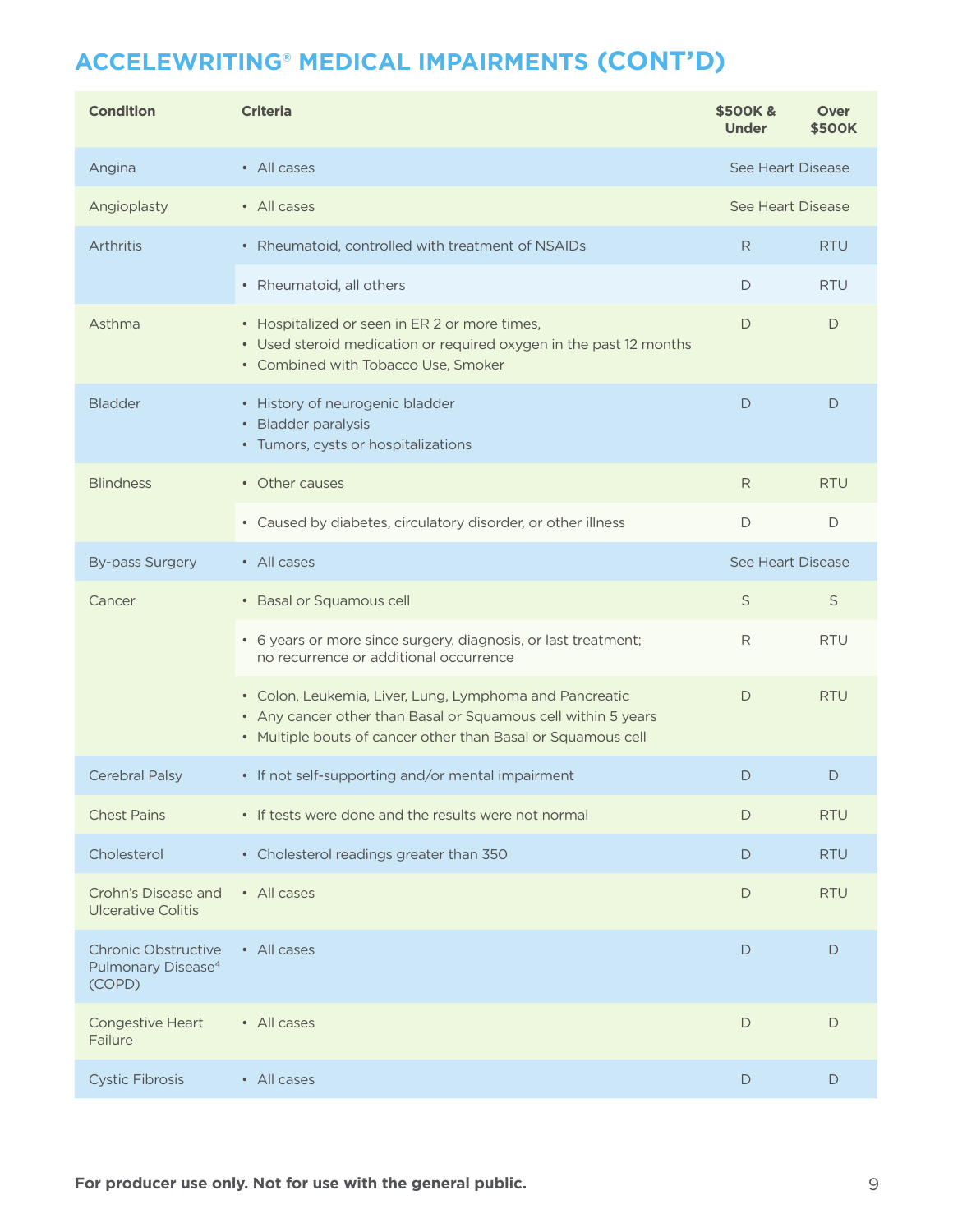## ACCELEWRITING® MEDICAL IMPAIRMENTS (CONT'D)

| Condition | Criteria | $500K & Under | Over $500K |
|---|---|---|---|
| Angina | • All cases | See Heart Disease | |
| Angioplasty | • All cases | See Heart Disease | |
| Arthritis | • Rheumatoid, controlled with treatment of NSAIDs | R | RTU |
| | • Rheumatoid, all others | D | RTU |
| Asthma | • Hospitalized or seen in ER 2 or more times,<br>• Used steroid medication or required oxygen in the past 12 months<br>• Combined with Tobacco Use, Smoker | D | D |
| Bladder | • History of neurogenic bladder<br>• Bladder paralysis<br>• Tumors, cysts or hospitalizations | D | D |
| Blindness | • Other causes | R | RTU |
| | • Caused by diabetes, circulatory disorder, or other illness | D | D |
| By-pass Surgery | • All cases | See Heart Disease | |
| Cancer | • Basal or Squamous cell | S | S |
| | • 6 years or more since surgery, diagnosis, or last treatment; no recurrence or additional occurrence | R | RTU |
| | • Colon, Leukemia, Liver, Lung, Lymphoma and Pancreatic<br>• Any cancer other than Basal or Squamous cell within 5 years<br>• Multiple bouts of cancer other than Basal or Squamous cell | D | RTU |
| Cerebral Palsy | • If not self-supporting and/or mental impairment | D | D |
| Chest Pains | • If tests were done and the results were not normal | D | RTU |
| Cholesterol | • Cholesterol readings greater than 350 | D | RTU |
| Crohn's Disease and Ulcerative Colitis | • All cases | D | RTU |
| Chronic Obstructive Pulmonary Disease[4] (COPD) | • All cases | D | D |
| Congestive Heart Failure | • All cases | D | D |
| Cystic Fibrosis | • All cases | D | D |

**For producer use only. Not for use with the general public.**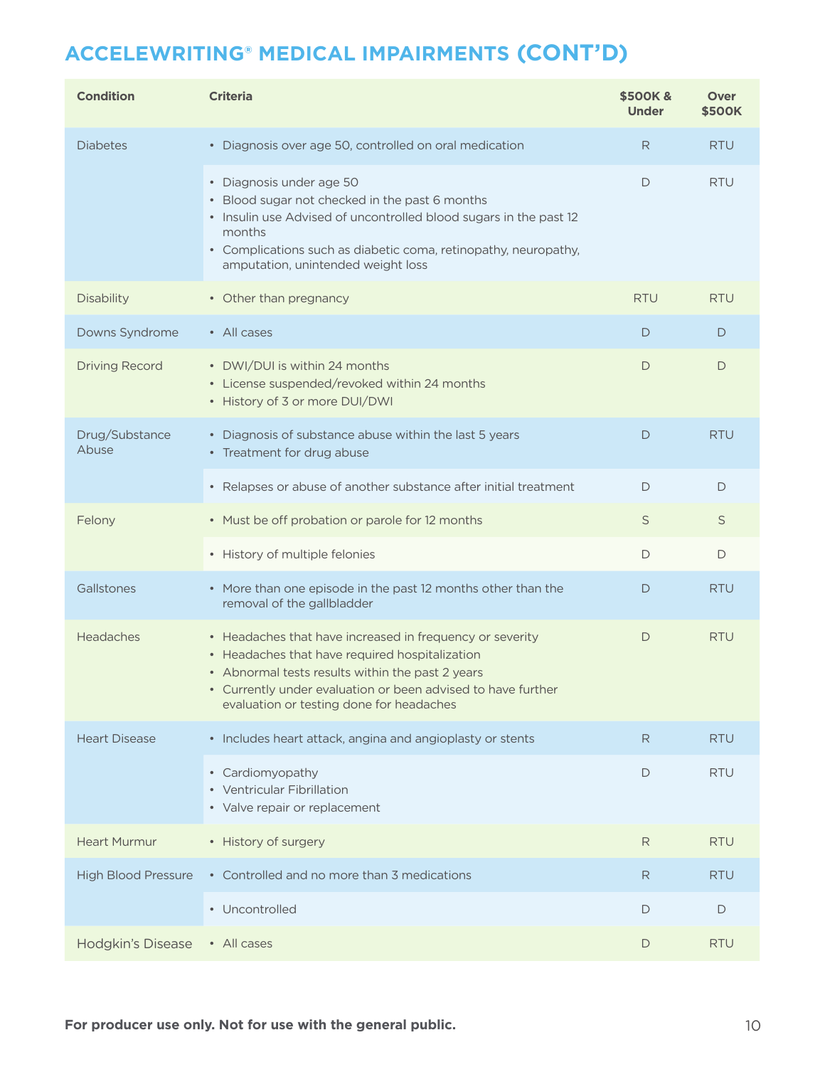## ACCELEWRITING® MEDICAL IMPAIRMENTS (CONT'D)

| Condition | Criteria | $500K & Under | Over $500K |
|---|---|---|---|
| Diabetes | • Diagnosis over age 50, controlled on oral medication | R | RTU |
| | • Diagnosis under age 50<br>• Blood sugar not checked in the past 6 months<br>• Insulin use Advised of uncontrolled blood sugars in the past 12 months<br>• Complications such as diabetic coma, retinopathy, neuropathy, amputation, unintended weight loss | D | RTU |
| Disability | • Other than pregnancy | RTU | RTU |
| Downs Syndrome | • All cases | D | D |
| Driving Record | • DWI/DUI is within 24 months<br>• License suspended/revoked within 24 months<br>• History of 3 or more DUI/DWI | D | D |
| Drug/Substance Abuse | • Diagnosis of substance abuse within the last 5 years<br>• Treatment for drug abuse | D | RTU |
| | • Relapses or abuse of another substance after initial treatment | D | D |
| Felony | • Must be off probation or parole for 12 months | S | S |
| | • History of multiple felonies | D | D |
| Gallstones | • More than one episode in the past 12 months other than the removal of the gallbladder | D | RTU |
| Headaches | • Headaches that have increased in frequency or severity<br>• Headaches that have required hospitalization<br>• Abnormal tests results within the past 2 years<br>• Currently under evaluation or been advised to have further evaluation or testing done for headaches | D | RTU |
| Heart Disease | • Includes heart attack, angina and angioplasty or stents | R | RTU |
| | • Cardiomyopathy<br>• Ventricular Fibrillation<br>• Valve repair or replacement | D | RTU |
| Heart Murmur | • History of surgery | R | RTU |
| High Blood Pressure | • Controlled and no more than 3 medications | R | RTU |
| | • Uncontrolled | D | D |
| Hodgkin's Disease | • All cases | D | RTU |

**For producer use only. Not for use with the general public.**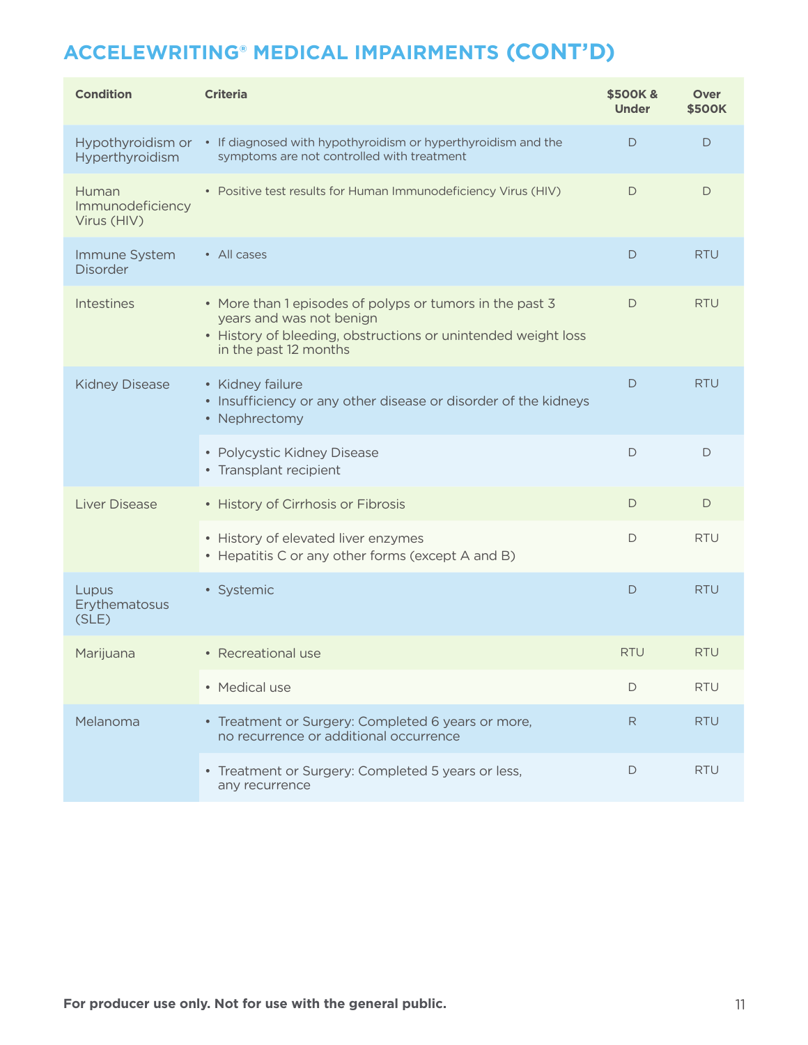## ACCELEWRITING® MEDICAL IMPAIRMENTS (CONT'D)

| Condition | Criteria | $500K & Under | Over $500K |
|---|---|---|---|
| Hypothyroidism or Hyperthyroidism | • If diagnosed with hypothyroidism or hyperthyroidism and the symptoms are not controlled with treatment | D | D |
| Human Immunodeficiency Virus (HIV) | • Positive test results for Human Immunodeficiency Virus (HIV) | D | D |
| Immune System Disorder | • All cases | D | RTU |
| Intestines | • More than 1 episodes of polyps or tumors in the past 3 years and was not benign<br>• History of bleeding, obstructions or unintended weight loss in the past 12 months | D | RTU |
| Kidney Disease | • Kidney failure<br>• Insufficiency or any other disease or disorder of the kidneys<br>• Nephrectomy | D | RTU |
| | • Polycystic Kidney Disease<br>• Transplant recipient | D | D |
| Liver Disease | • History of Cirrhosis or Fibrosis | D | D |
| | • History of elevated liver enzymes<br>• Hepatitis C or any other forms (except A and B) | D | RTU |
| Lupus Erythematosus (SLE) | • Systemic | D | RTU |
| Marijuana | • Recreational use | RTU | RTU |
| | • Medical use | D | RTU |
| Melanoma | • Treatment or Surgery: Completed 6 years or more, no recurrence or additional occurrence | R | RTU |
| | • Treatment or Surgery: Completed 5 years or less, any recurrence | D | RTU |

**For producer use only. Not for use with the general public.**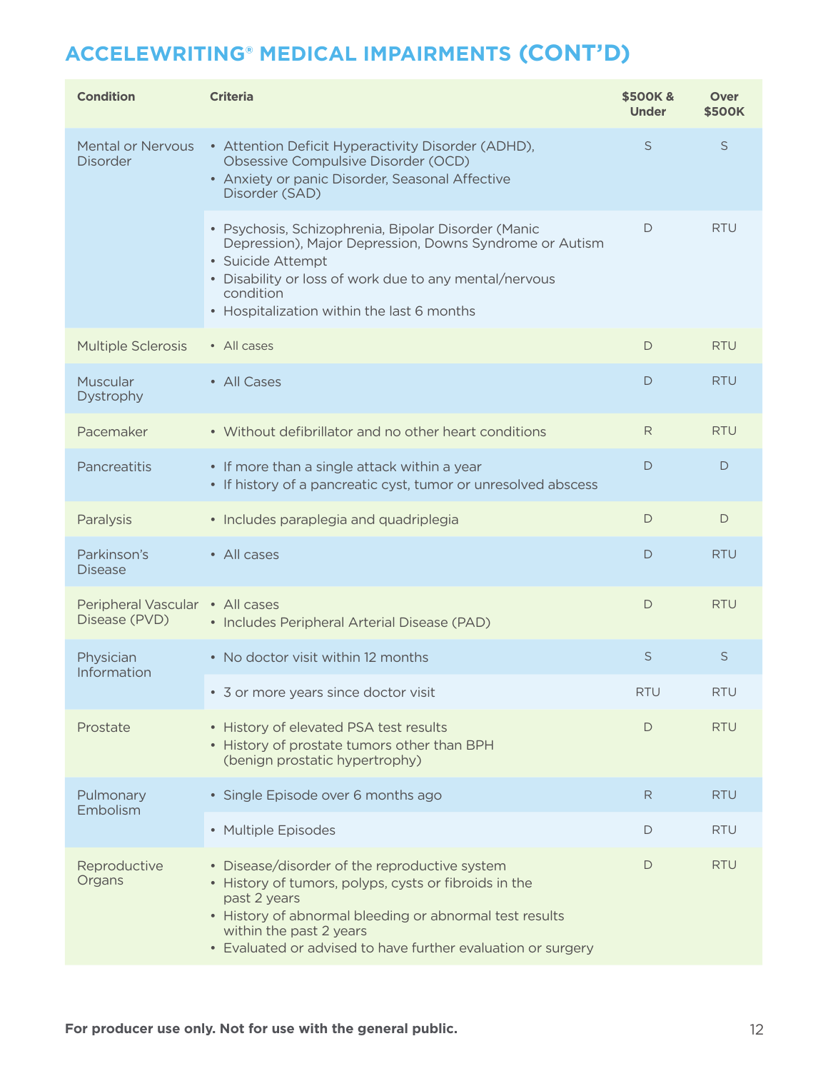## ACCELEWRITING® MEDICAL IMPAIRMENTS (CONT'D)

| Condition | Criteria | $500K & Under | Over $500K |
|---|---|---|---|
| Mental or Nervous Disorder | • Attention Deficit Hyperactivity Disorder (ADHD), Obsessive Compulsive Disorder (OCD)<br>• Anxiety or panic Disorder, Seasonal Affective Disorder (SAD) | S | S |
| | • Psychosis, Schizophrenia, Bipolar Disorder (Manic Depression), Major Depression, Downs Syndrome or Autism<br>• Suicide Attempt<br>• Disability or loss of work due to any mental/nervous condition<br>• Hospitalization within the last 6 months | D | RTU |
| Multiple Sclerosis | • All cases | D | RTU |
| Muscular Dystrophy | • All Cases | D | RTU |
| Pacemaker | • Without defibrillator and no other heart conditions | R | RTU |
| Pancreatitis | • If more than a single attack within a year<br>• If history of a pancreatic cyst, tumor or unresolved abscess | D | D |
| Paralysis | • Includes paraplegia and quadriplegia | D | D |
| Parkinson's Disease | • All cases | D | RTU |
| Peripheral Vascular Disease (PVD) | • All cases<br>• Includes Peripheral Arterial Disease (PAD) | D | RTU |
| Physician Information | • No doctor visit within 12 months | S | S |
| | • 3 or more years since doctor visit | RTU | RTU |
| Prostate | • History of elevated PSA test results<br>• History of prostate tumors other than BPH (benign prostatic hypertrophy) | D | RTU |
| Pulmonary Embolism | • Single Episode over 6 months ago | R | RTU |
| | • Multiple Episodes | D | RTU |
| Reproductive Organs | • Disease/disorder of the reproductive system<br>• History of tumors, polyps, cysts or fibroids in the past 2 years<br>• History of abnormal bleeding or abnormal test results within the past 2 years<br>• Evaluated or advised to have further evaluation or surgery | D | RTU |

**For producer use only. Not for use with the general public.**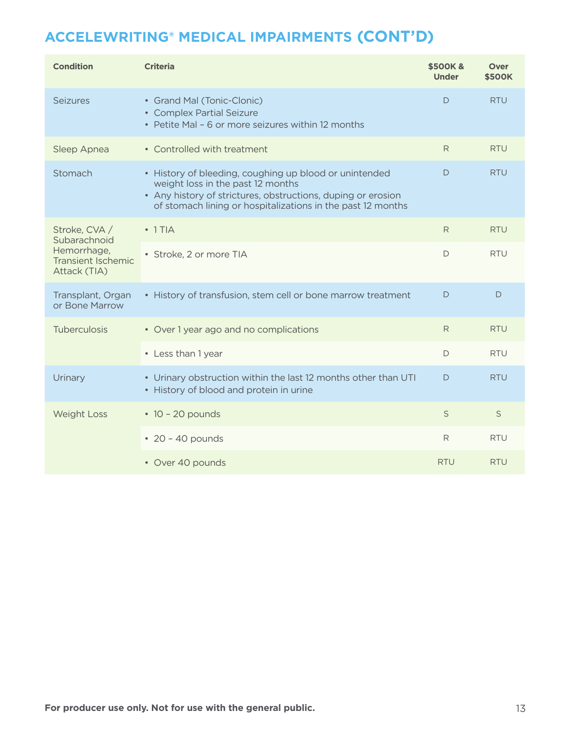# ACCELEWRITING® MEDICAL IMPAIRMENTS (CONT'D)

| Condition | Criteria | $500K & Under | Over $500K |
|---|---|---|---|
| Seizures | • Grand Mal (Tonic-Clonic)<br>• Complex Partial Seizure<br>• Petite Mal – 6 or more seizures within 12 months | D | RTU |
| Sleep Apnea | • Controlled with treatment | R | RTU |
| Stomach | • History of bleeding, coughing up blood or unintended weight loss in the past 12 months<br>• Any history of strictures, obstructions, duping or erosion of stomach lining or hospitalizations in the past 12 months | D | RTU |
| Stroke, CVA / Subarachnoid Hemorrhage, Transient Ischemic Attack (TIA) | • 1 TIA | R | RTU |
| | • Stroke, 2 or more TIA | D | RTU |
| Transplant, Organ or Bone Marrow | • History of transfusion, stem cell or bone marrow treatment | D | D |
| Tuberculosis | • Over 1 year ago and no complications | R | RTU |
| | • Less than 1 year | D | RTU |
| Urinary | • Urinary obstruction within the last 12 months other than UTI<br>• History of blood and protein in urine | D | RTU |
| Weight Loss | • 10 – 20 pounds | S | S |
| | • 20 – 40 pounds | R | RTU |
| | • Over 40 pounds | RTU | RTU |

**For producer use only. Not for use with the general public.**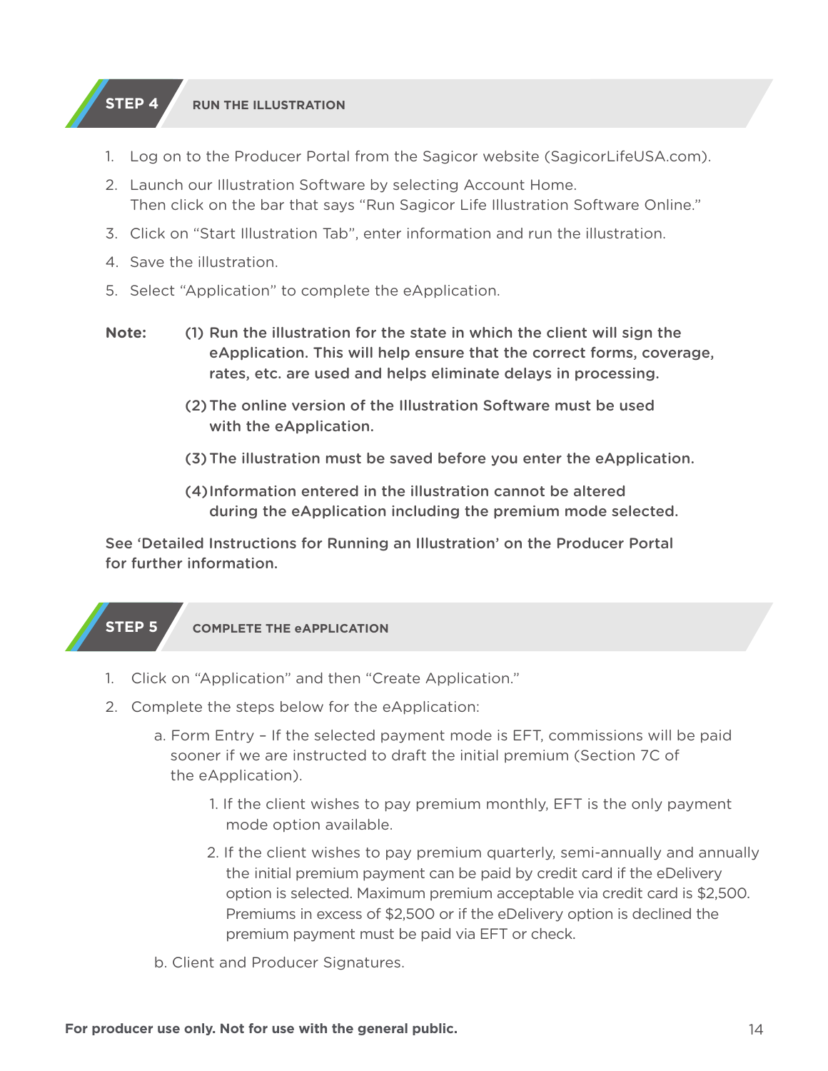## STEP 4 RUN THE ILLUSTRATION

1. Log on to the Producer Portal from the Sagicor website (SagicorLifeUSA.com).
2. Launch our Illustration Software by selecting Account Home.
   Then click on the bar that says "Run Sagicor Life Illustration Software Online."
3. Click on "Start Illustration Tab", enter information and run the illustration.
4. Save the illustration.
5. Select "Application" to complete the eApplication.

**Note:** **(1) Run the illustration for the state in which the client will sign the eApplication. This will help ensure that the correct forms, coverage, rates, etc. are used and helps eliminate delays in processing.**

**(2) The online version of the Illustration Software must be used with the eApplication.**

**(3) The illustration must be saved before you enter the eApplication.**

**(4) Information entered in the illustration cannot be altered during the eApplication including the premium mode selected.**

**See 'Detailed Instructions for Running an Illustration' on the Producer Portal for further information.**

## STEP 5 COMPLETE THE eAPPLICATION

1. Click on "Application" and then "Create Application."
2. Complete the steps below for the eApplication:
   - a. Form Entry – If the selected payment mode is EFT, commissions will be paid sooner if we are instructed to draft the initial premium (Section 7C of the eApplication).
     1. If the client wishes to pay premium monthly, EFT is the only payment mode option available.
     2. If the client wishes to pay premium quarterly, semi-annually and annually the initial premium payment can be paid by credit card if the eDelivery option is selected. Maximum premium acceptable via credit card is $2,500. Premiums in excess of $2,500 or if the eDelivery option is declined the premium payment must be paid via EFT or check.
   - b. Client and Producer Signatures.

**For producer use only. Not for use with the general public.**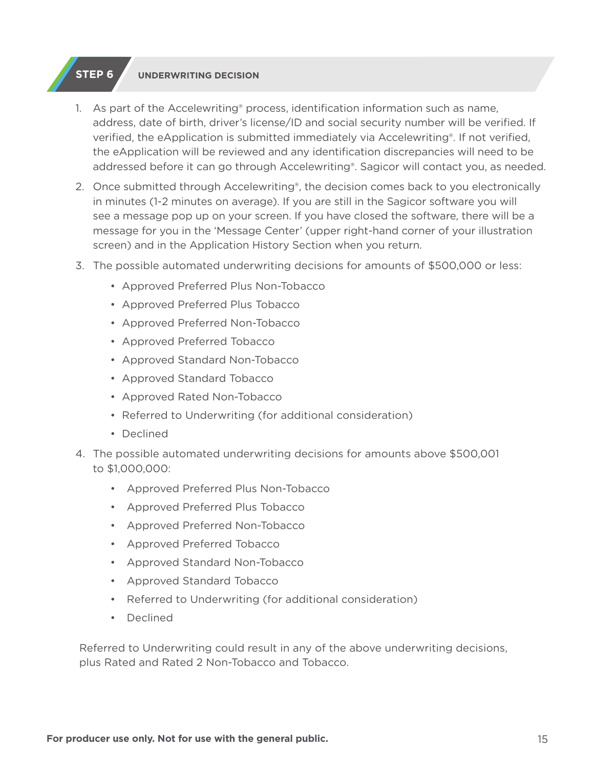## STEP 6 UNDERWRITING DECISION

1. As part of the Accelewriting® process, identification information such as name, address, date of birth, driver's license/ID and social security number will be verified. If verified, the eApplication is submitted immediately via Accelewriting®. If not verified, the eApplication will be reviewed and any identification discrepancies will need to be addressed before it can go through Accelewriting®. Sagicor will contact you, as needed.
2. Once submitted through Accelewriting®, the decision comes back to you electronically in minutes (1-2 minutes on average). If you are still in the Sagicor software you will see a message pop up on your screen. If you have closed the software, there will be a message for you in the 'Message Center' (upper right-hand corner of your illustration screen) and in the Application History Section when you return.
3. The possible automated underwriting decisions for amounts of $500,000 or less:
   - Approved Preferred Plus Non-Tobacco
   - Approved Preferred Plus Tobacco
   - Approved Preferred Non-Tobacco
   - Approved Preferred Tobacco
   - Approved Standard Non-Tobacco
   - Approved Standard Tobacco
   - Approved Rated Non-Tobacco
   - Referred to Underwriting (for additional consideration)
   - Declined
4. The possible automated underwriting decisions for amounts above $500,001 to $1,000,000:
   - Approved Preferred Plus Non-Tobacco
   - Approved Preferred Plus Tobacco
   - Approved Preferred Non-Tobacco
   - Approved Preferred Tobacco
   - Approved Standard Non-Tobacco
   - Approved Standard Tobacco
   - Referred to Underwriting (for additional consideration)
   - Declined

Referred to Underwriting could result in any of the above underwriting decisions, plus Rated and Rated 2 Non-Tobacco and Tobacco.

**For producer use only. Not for use with the general public.**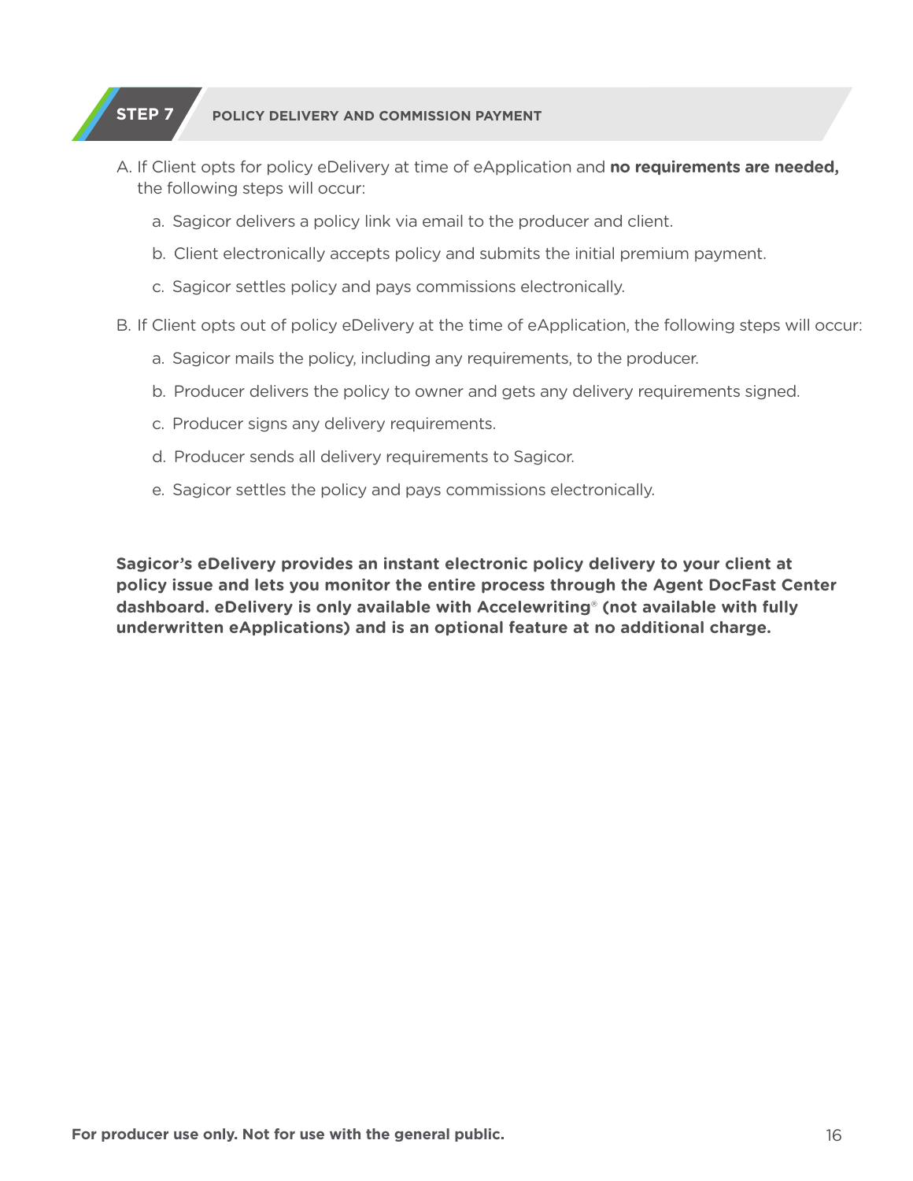## STEP 7 POLICY DELIVERY AND COMMISSION PAYMENT

A. If Client opts for policy eDelivery at time of eApplication and **no requirements are needed,** the following steps will occur:

   a. Sagicor delivers a policy link via email to the producer and client.

   b. Client electronically accepts policy and submits the initial premium payment.

   c. Sagicor settles policy and pays commissions electronically.

B. If Client opts out of policy eDelivery at the time of eApplication, the following steps will occur:

   a. Sagicor mails the policy, including any requirements, to the producer.

   b. Producer delivers the policy to owner and gets any delivery requirements signed.

   c. Producer signs any delivery requirements.

   d. Producer sends all delivery requirements to Sagicor.

   e. Sagicor settles the policy and pays commissions electronically.

**Sagicor's eDelivery provides an instant electronic policy delivery to your client at policy issue and lets you monitor the entire process through the Agent DocFast Center dashboard. eDelivery is only available with Accelewriting® (not available with fully underwritten eApplications) and is an optional feature at no additional charge.**

**For producer use only. Not for use with the general public.**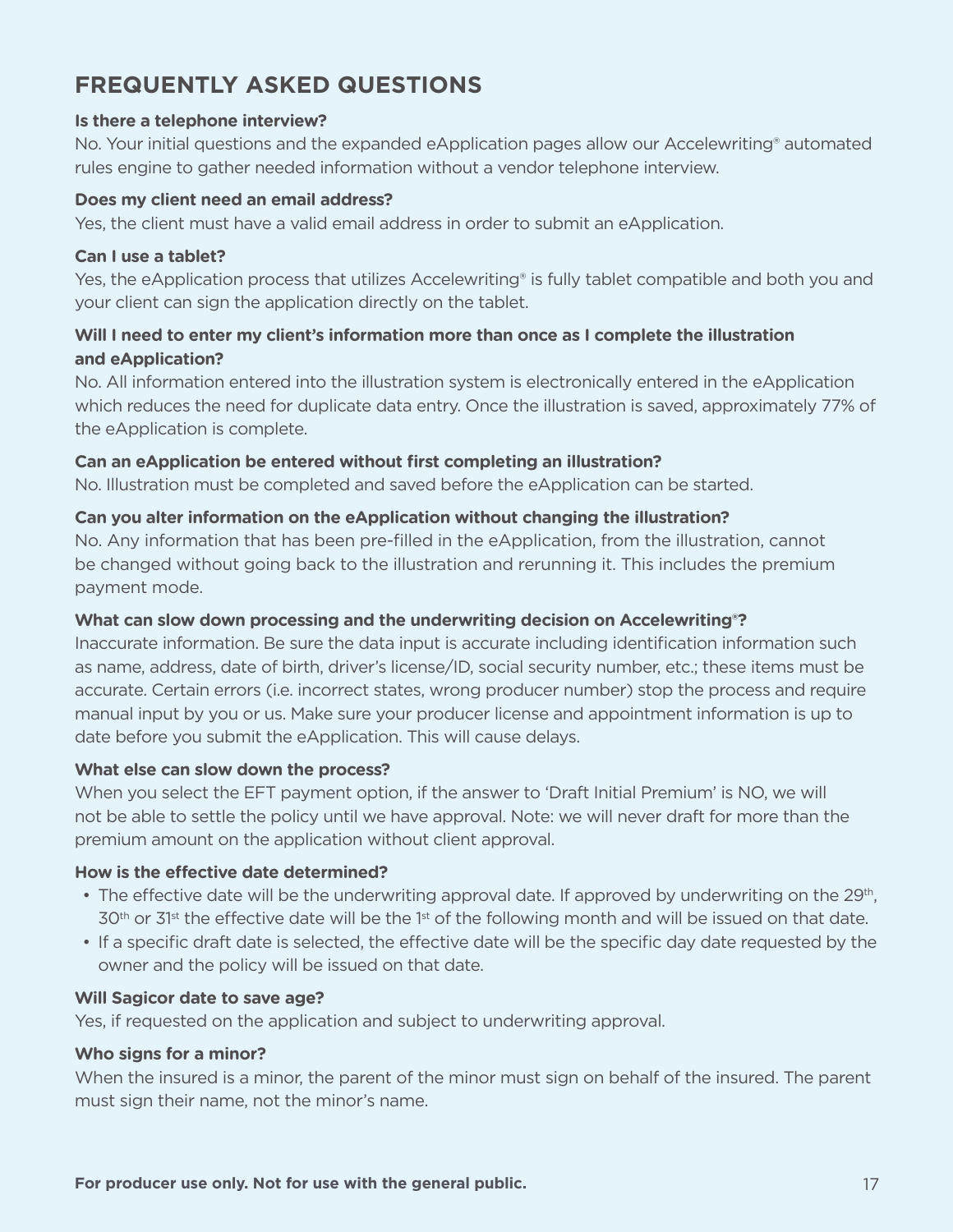## FREQUENTLY ASKED QUESTIONS

**Is there a telephone interview?**

No. Your initial questions and the expanded eApplication pages allow our Accelewriting® automated rules engine to gather needed information without a vendor telephone interview.

**Does my client need an email address?**

Yes, the client must have a valid email address in order to submit an eApplication.

**Can I use a tablet?**

Yes, the eApplication process that utilizes Accelewriting® is fully tablet compatible and both you and your client can sign the application directly on the tablet.

**Will I need to enter my client's information more than once as I complete the illustration and eApplication?**

No. All information entered into the illustration system is electronically entered in the eApplication which reduces the need for duplicate data entry. Once the illustration is saved, approximately 77% of the eApplication is complete.

**Can an eApplication be entered without first completing an illustration?**

No. Illustration must be completed and saved before the eApplication can be started.

**Can you alter information on the eApplication without changing the illustration?**

No. Any information that has been pre-filled in the eApplication, from the illustration, cannot be changed without going back to the illustration and rerunning it. This includes the premium payment mode.

**What can slow down processing and the underwriting decision on Accelewriting®?**

Inaccurate information. Be sure the data input is accurate including identification information such as name, address, date of birth, driver's license/ID, social security number, etc.; these items must be accurate. Certain errors (i.e. incorrect states, wrong producer number) stop the process and require manual input by you or us. Make sure your producer license and appointment information is up to date before you submit the eApplication. This will cause delays.

**What else can slow down the process?**

When you select the EFT payment option, if the answer to 'Draft Initial Premium' is NO, we will not be able to settle the policy until we have approval. Note: we will never draft for more than the premium amount on the application without client approval.

**How is the effective date determined?**

- The effective date will be the underwriting approval date. If approved by underwriting on the 29th, 30th or 31st the effective date will be the 1st of the following month and will be issued on that date.
- If a specific draft date is selected, the effective date will be the specific day date requested by the owner and the policy will be issued on that date.

**Will Sagicor date to save age?**

Yes, if requested on the application and subject to underwriting approval.

**Who signs for a minor?**

When the insured is a minor, the parent of the minor must sign on behalf of the insured. The parent must sign their name, not the minor's name.

**For producer use only. Not for use with the general public.**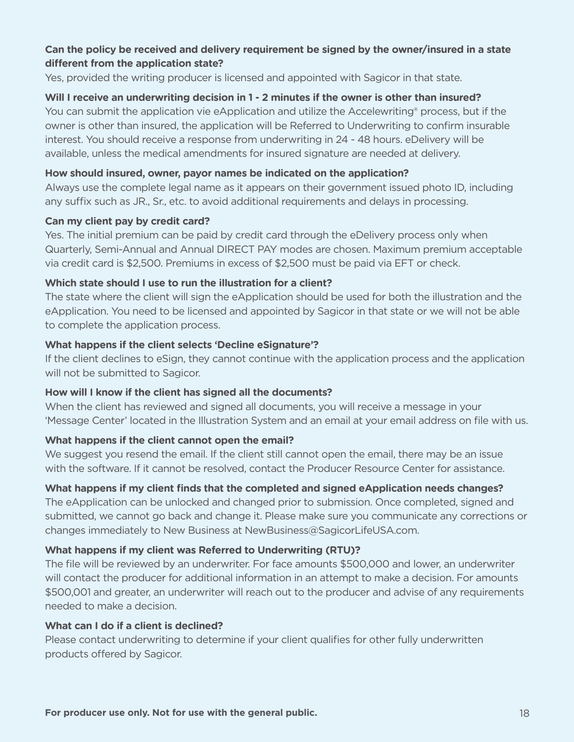**Can the policy be received and delivery requirement be signed by the owner/insured in a state different from the application state?**

Yes, provided the writing producer is licensed and appointed with Sagicor in that state.

**Will I receive an underwriting decision in 1 - 2 minutes if the owner is other than insured?**

You can submit the application vie eApplication and utilize the Accelewriting® process, but if the owner is other than insured, the application will be Referred to Underwriting to confirm insurable interest. You should receive a response from underwriting in 24 - 48 hours. eDelivery will be available, unless the medical amendments for insured signature are needed at delivery.

**How should insured, owner, payor names be indicated on the application?**

Always use the complete legal name as it appears on their government issued photo ID, including any suffix such as JR., Sr., etc. to avoid additional requirements and delays in processing.

**Can my client pay by credit card?**

Yes. The initial premium can be paid by credit card through the eDelivery process only when Quarterly, Semi-Annual and Annual DIRECT PAY modes are chosen. Maximum premium acceptable via credit card is $2,500. Premiums in excess of $2,500 must be paid via EFT or check.

**Which state should I use to run the illustration for a client?**

The state where the client will sign the eApplication should be used for both the illustration and the eApplication. You need to be licensed and appointed by Sagicor in that state or we will not be able to complete the application process.

**What happens if the client selects 'Decline eSignature'?**

If the client declines to eSign, they cannot continue with the application process and the application will not be submitted to Sagicor.

**How will I know if the client has signed all the documents?**

When the client has reviewed and signed all documents, you will receive a message in your 'Message Center' located in the Illustration System and an email at your email address on file with us.

**What happens if the client cannot open the email?**

We suggest you resend the email. If the client still cannot open the email, there may be an issue with the software. If it cannot be resolved, contact the Producer Resource Center for assistance.

**What happens if my client finds that the completed and signed eApplication needs changes?**

The eApplication can be unlocked and changed prior to submission. Once completed, signed and submitted, we cannot go back and change it. Please make sure you communicate any corrections or changes immediately to New Business at NewBusiness@SagicorLifeUSA.com.

**What happens if my client was Referred to Underwriting (RTU)?**

The file will be reviewed by an underwriter. For face amounts $500,000 and lower, an underwriter will contact the producer for additional information in an attempt to make a decision. For amounts $500,001 and greater, an underwriter will reach out to the producer and advise of any requirements needed to make a decision.

**What can I do if a client is declined?**

Please contact underwriting to determine if your client qualifies for other fully underwritten products offered by Sagicor.

**For producer use only. Not for use with the general public.**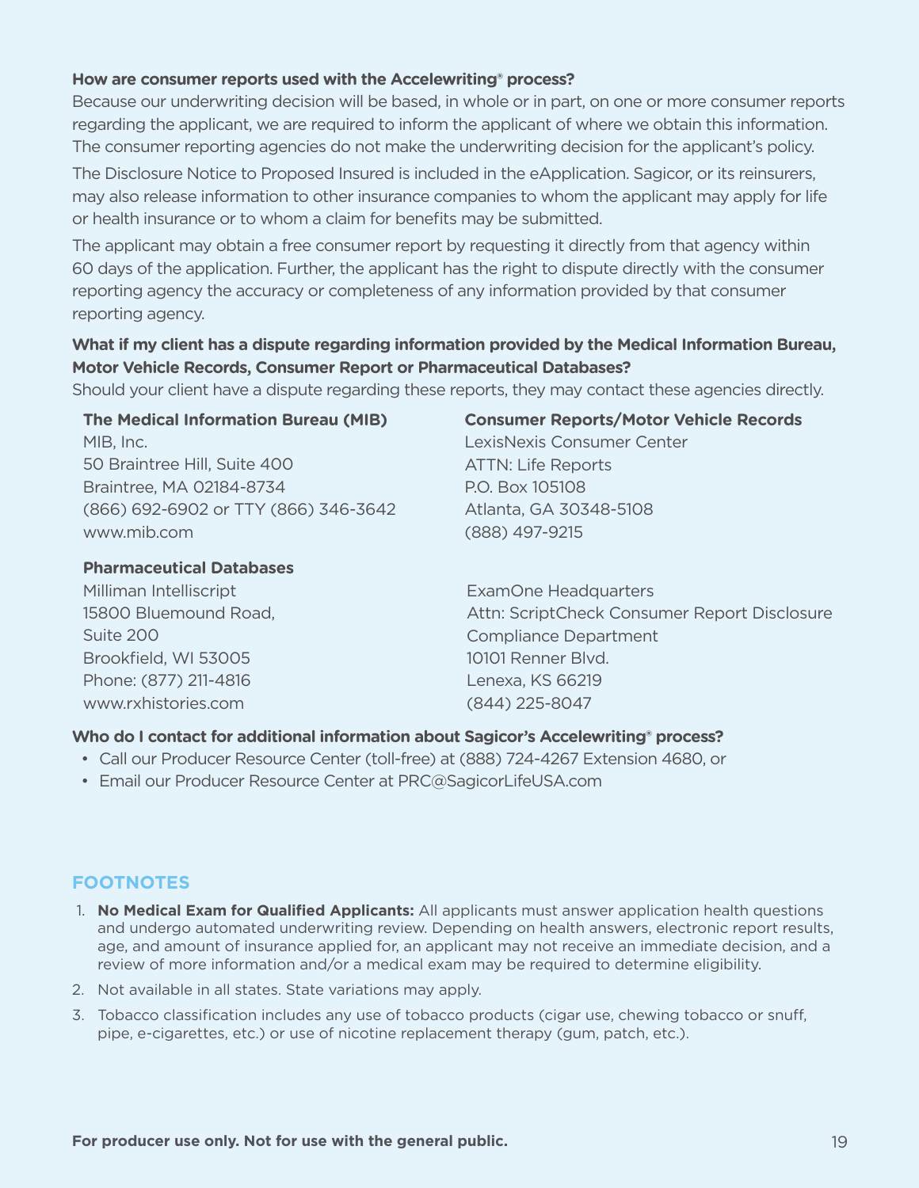**How are consumer reports used with the Accelewriting® process?**

Because our underwriting decision will be based, in whole or in part, on one or more consumer reports regarding the applicant, we are required to inform the applicant of where we obtain this information. The consumer reporting agencies do not make the underwriting decision for the applicant's policy.

The Disclosure Notice to Proposed Insured is included in the eApplication. Sagicor, or its reinsurers, may also release information to other insurance companies to whom the applicant may apply for life or health insurance or to whom a claim for benefits may be submitted.

The applicant may obtain a free consumer report by requesting it directly from that agency within 60 days of the application. Further, the applicant has the right to dispute directly with the consumer reporting agency the accuracy or completeness of any information provided by that consumer reporting agency.

**What if my client has a dispute regarding information provided by the Medical Information Bureau, Motor Vehicle Records, Consumer Report or Pharmaceutical Databases?**

Should your client have a dispute regarding these reports, they may contact these agencies directly.

**The Medical Information Bureau (MIB)**
MIB, Inc.
50 Braintree Hill, Suite 400
Braintree, MA 02184-8734
(866) 692-6902 or TTY (866) 346-3642
www.mib.com

**Consumer Reports/Motor Vehicle Records**
LexisNexis Consumer Center
ATTN: Life Reports
P.O. Box 105108
Atlanta, GA 30348-5108
(888) 497-9215

**Pharmaceutical Databases**
Milliman Intelliscript
15800 Bluemound Road,
Suite 200
Brookfield, WI 53005
Phone: (877) 211-4816
www.rxhistories.com

ExamOne Headquarters
Attn: ScriptCheck Consumer Report Disclosure
Compliance Department
10101 Renner Blvd.
Lenexa, KS 66219
(844) 225-8047

**Who do I contact for additional information about Sagicor's Accelewriting® process?**

- Call our Producer Resource Center (toll-free) at (888) 724-4267 Extension 4680, or
- Email our Producer Resource Center at PRC@SagicorLifeUSA.com

## FOOTNOTES

1. **No Medical Exam for Qualified Applicants:** All applicants must answer application health questions and undergo automated underwriting review. Depending on health answers, electronic report results, age, and amount of insurance applied for, an applicant may not receive an immediate decision, and a review of more information and/or a medical exam may be required to determine eligibility.
2. Not available in all states. State variations may apply.
3. Tobacco classification includes any use of tobacco products (cigar use, chewing tobacco or snuff, pipe, e-cigarettes, etc.) or use of nicotine replacement therapy (gum, patch, etc.).

**For producer use only. Not for use with the general public.**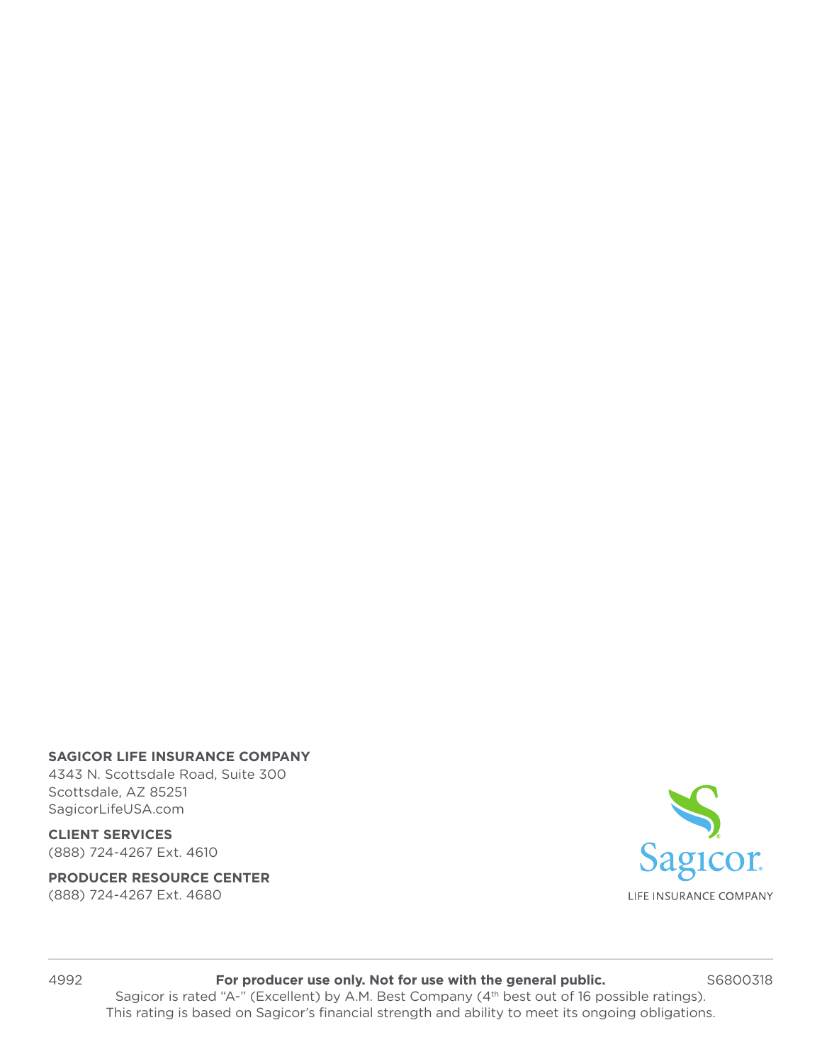**SAGICOR LIFE INSURANCE COMPANY**
4343 N. Scottsdale Road, Suite 300
Scottsdale, AZ 85251
SagicorLifeUSA.com

**CLIENT SERVICES**
(888) 724-4267 Ext. 4610

**PRODUCER RESOURCE CENTER**
(888) 724-4267 Ext. 4680

Sagicor
LIFE INSURANCE COMPANY

4992 **For producer use only. Not for use with the general public.** S6800318

Sagicor is rated "A-" (Excellent) by A.M. Best Company (4th best out of 16 possible ratings).
This rating is based on Sagicor's financial strength and ability to meet its ongoing obligations.